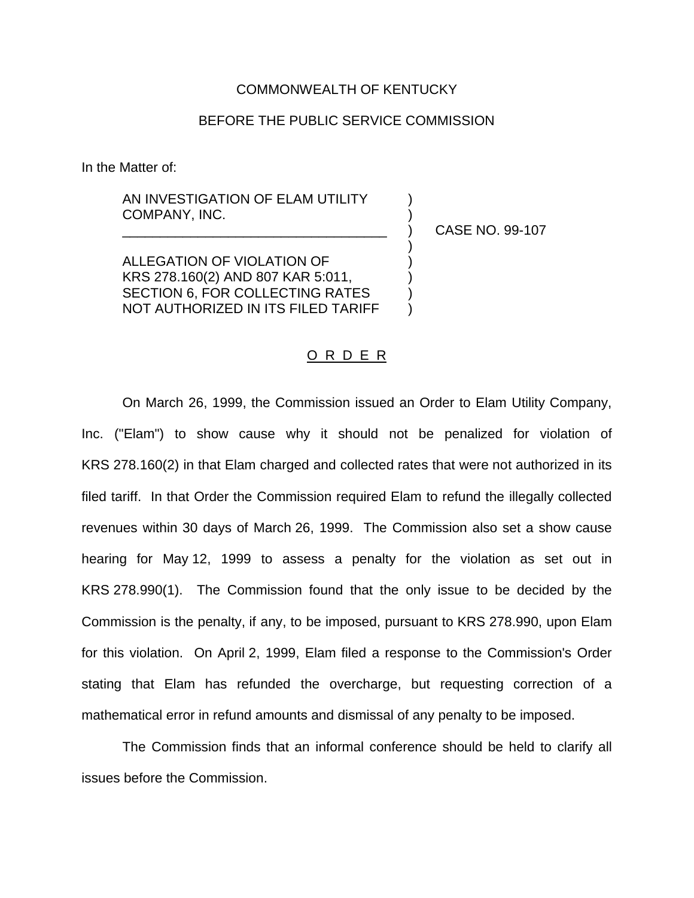COMMONWEALTH OF KENTUCKY

BEFORE THE PUBLIC SERVICE COMMISSION

In the Matter of:

AN INVESTIGATION OF ELAM UTILITY COMPANY, INC.

ALLEGATION OF VIOLATION OF KRS 278.160(2) AND 807 KAR 5:011, SECTION 6, FOR COLLECTING RATES NOT AUTHORIZED IN ITS FILED TARIFF

CASE NO. 99-107

O R D E R

On March 26, 1999, the Commission issued an Order to Elam Utility Company, Inc. ("Elam") to show cause why it should not be penalized for violation of KRS 278.160(2) in that Elam charged and collected rates that were not authorized in its filed tariff. In that Order the Commission required Elam to refund the illegally collected revenues within 30 days of March 26, 1999. The Commission also set a show cause hearing for May 12, 1999 to assess a penalty for the violation as set out in KRS 278.990(1). The Commission found that the only issue to be decided by the Commission is the penalty, if any, to be imposed, pursuant to KRS 278.990, upon Elam for this violation. On April 2, 1999, Elam filed a response to the Commission's Order stating that Elam has refunded the overcharge, but requesting correction of a mathematical error in refund amounts and dismissal of any penalty to be imposed.

The Commission finds that an informal conference should be held to clarify all issues before the Commission.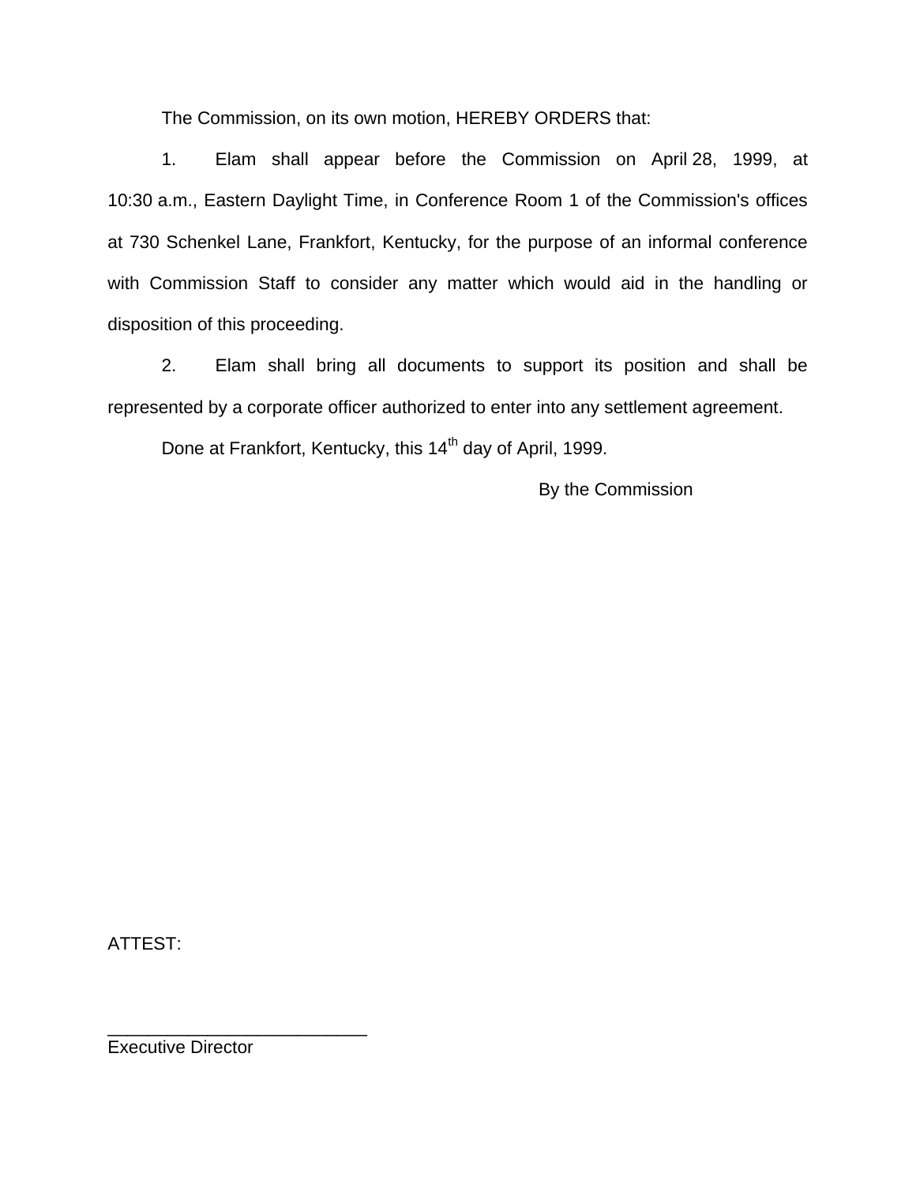The Commission, on its own motion, HEREBY ORDERS that:

1. Elam shall appear before the Commission on April 28, 1999, at 10:30 a.m., Eastern Daylight Time, in Conference Room 1 of the Commission's offices at 730 Schenkel Lane, Frankfort, Kentucky, for the purpose of an informal conference with Commission Staff to consider any matter which would aid in the handling or disposition of this proceeding.

2. Elam shall bring all documents to support its position and shall be represented by a corporate officer authorized to enter into any settlement agreement.

Done at Frankfort, Kentucky, this 14th day of April, 1999.

By the Commission

ATTEST:

___________________________
Executive Director